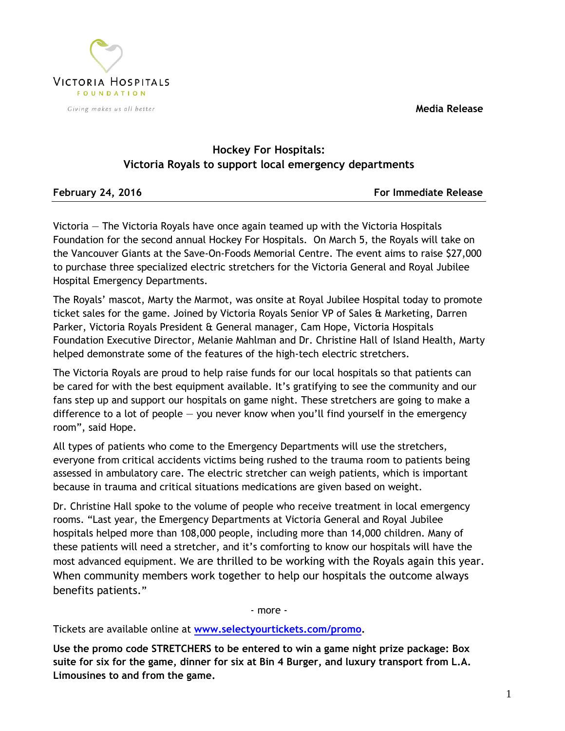VICTORIA HOSPITALS FOUNDATION

*Giving makes us all better*

**Media Release**

## Hockey For Hospitals: Victoria Royals to support local emergency departments

**February 24, 2016** **For Immediate Release**

Victoria — The Victoria Royals have once again teamed up with the Victoria Hospitals Foundation for the second annual Hockey For Hospitals. On March 5, the Royals will take on the Vancouver Giants at the Save-On-Foods Memorial Centre. The event aims to raise $27,000 to purchase three specialized electric stretchers for the Victoria General and Royal Jubilee Hospital Emergency Departments.

The Royals' mascot, Marty the Marmot, was onsite at Royal Jubilee Hospital today to promote ticket sales for the game. Joined by Victoria Royals Senior VP of Sales & Marketing, Darren Parker, Victoria Royals President & General manager, Cam Hope, Victoria Hospitals Foundation Executive Director, Melanie Mahlman and Dr. Christine Hall of Island Health, Marty helped demonstrate some of the features of the high-tech electric stretchers.

The Victoria Royals are proud to help raise funds for our local hospitals so that patients can be cared for with the best equipment available. It's gratifying to see the community and our fans step up and support our hospitals on game night. These stretchers are going to make a difference to a lot of people — you never know when you'll find yourself in the emergency room", said Hope.

All types of patients who come to the Emergency Departments will use the stretchers, everyone from critical accidents victims being rushed to the trauma room to patients being assessed in ambulatory care. The electric stretcher can weigh patients, which is important because in trauma and critical situations medications are given based on weight.

Dr. Christine Hall spoke to the volume of people who receive treatment in local emergency rooms. "Last year, the Emergency Departments at Victoria General and Royal Jubilee hospitals helped more than 108,000 people, including more than 14,000 children. Many of these patients will need a stretcher, and it's comforting to know our hospitals will have the most advanced equipment. We are thrilled to be working with the Royals again this year. When community members work together to help our hospitals the outcome always benefits patients."

- more -

Tickets are available online at **[www.selectyourtickets.com/promo](http://www.selectyourtickets.com/promo)**.

**Use the promo code STRETCHERS to be entered to win a game night prize package: Box suite for six for the game, dinner for six at Bin 4 Burger, and luxury transport from L.A. Limousines to and from the game.**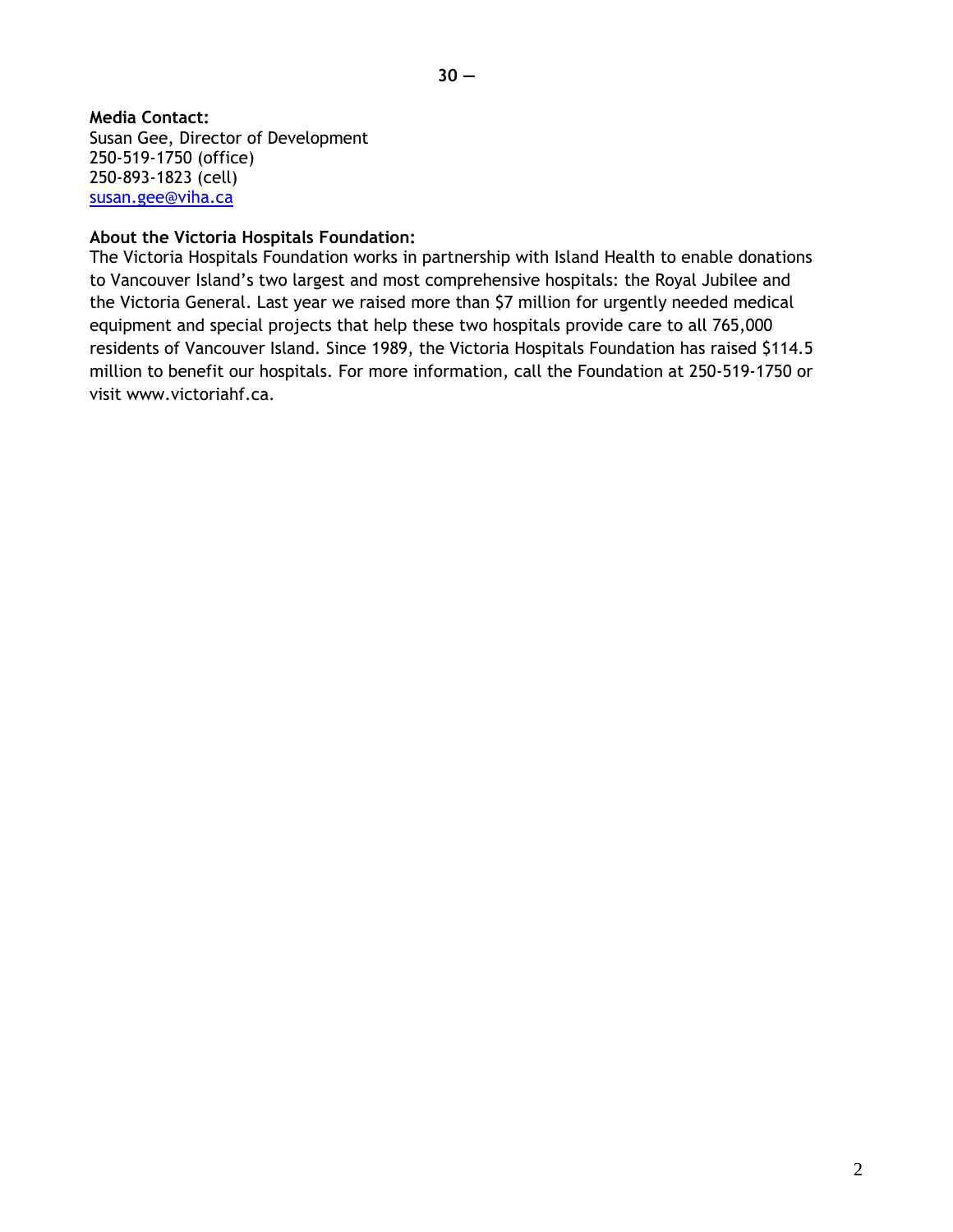**30 —**

**Media Contact:**
Susan Gee, Director of Development
250-519-1750 (office)
250-893-1823 (cell)
susan.gee@viha.ca

**About the Victoria Hospitals Foundation:**
The Victoria Hospitals Foundation works in partnership with Island Health to enable donations to Vancouver Island's two largest and most comprehensive hospitals: the Royal Jubilee and the Victoria General. Last year we raised more than $7 million for urgently needed medical equipment and special projects that help these two hospitals provide care to all 765,000 residents of Vancouver Island. Since 1989, the Victoria Hospitals Foundation has raised $114.5 million to benefit our hospitals. For more information, call the Foundation at 250-519-1750 or visit www.victoriahf.ca.